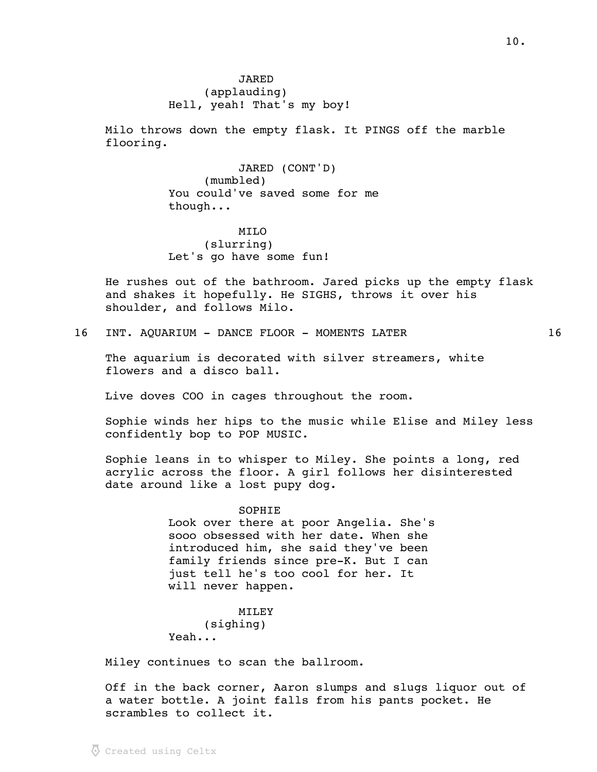JARED
(applauding)
Hell, yeah! That's my boy!

Milo throws down the empty flask. It PINGS off the marble flooring.

JARED (CONT'D)
(mumbled)
You could've saved some for me though...

MILO
(slurring)
Let's go have some fun!

He rushes out of the bathroom. Jared picks up the empty flask and shakes it hopefully. He SIGHS, throws it over his shoulder, and follows Milo.

16 INT. AQUARIUM - DANCE FLOOR - MOMENTS LATER 16

The aquarium is decorated with silver streamers, white flowers and a disco ball.

Live doves COO in cages throughout the room.

Sophie winds her hips to the music while Elise and Miley less confidently bop to POP MUSIC.

Sophie leans in to whisper to Miley. She points a long, red acrylic across the floor. A girl follows her disinterested date around like a lost pupy dog.

SOPHIE
Look over there at poor Angelia. She's sooo obsessed with her date. When she introduced him, she said they've been family friends since pre-K. But I can just tell he's too cool for her. It will never happen.

MILEY
(sighing)
Yeah...

Miley continues to scan the ballroom.

Off in the back corner, Aaron slumps and slugs liquor out of a water bottle. A joint falls from his pants pocket. He scrambles to collect it.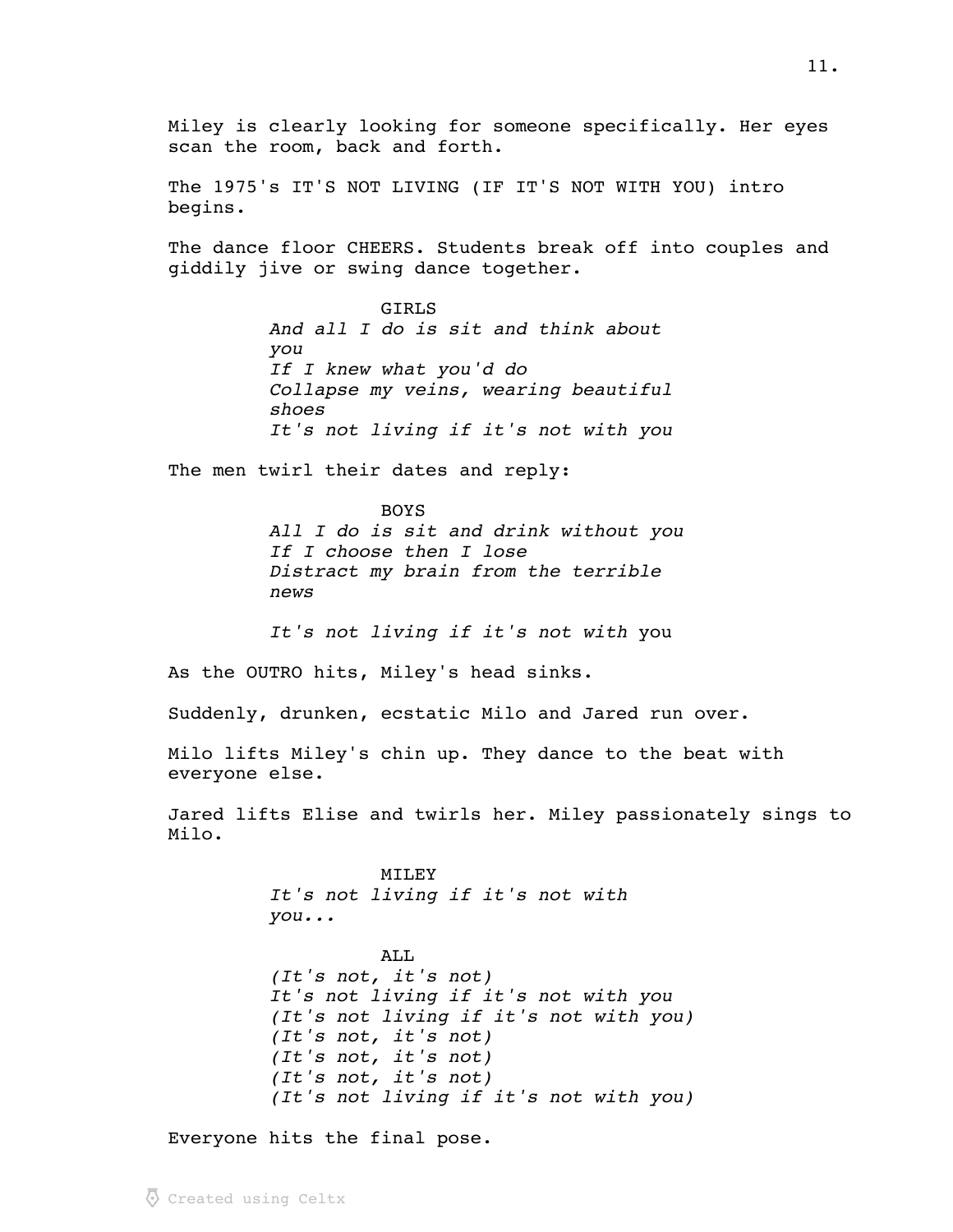Miley is clearly looking for someone specifically. Her eyes scan the room, back and forth.

The 1975's IT'S NOT LIVING (IF IT'S NOT WITH YOU) intro begins.

The dance floor CHEERS. Students break off into couples and giddily jive or swing dance together.

GIRLS

*And all I do is sit and think about you*
*If I knew what you'd do*
*Collapse my veins, wearing beautiful shoes*
*It's not living if it's not with you*

The men twirl their dates and reply:

BOYS

*All I do is sit and drink without you*
*If I choose then I lose*
*Distract my brain from the terrible news*

*It's not living if it's not with* you

As the OUTRO hits, Miley's head sinks.

Suddenly, drunken, ecstatic Milo and Jared run over.

Milo lifts Miley's chin up. They dance to the beat with everyone else.

Jared lifts Elise and twirls her. Miley passionately sings to Milo.

MILEY

*It's not living if it's not with you...*

ALL

*(It's not, it's not)*
*It's not living if it's not with you*
*(It's not living if it's not with you)*
*(It's not, it's not)*
*(It's not, it's not)*
*(It's not, it's not)*
*(It's not living if it's not with you)*

Everyone hits the final pose.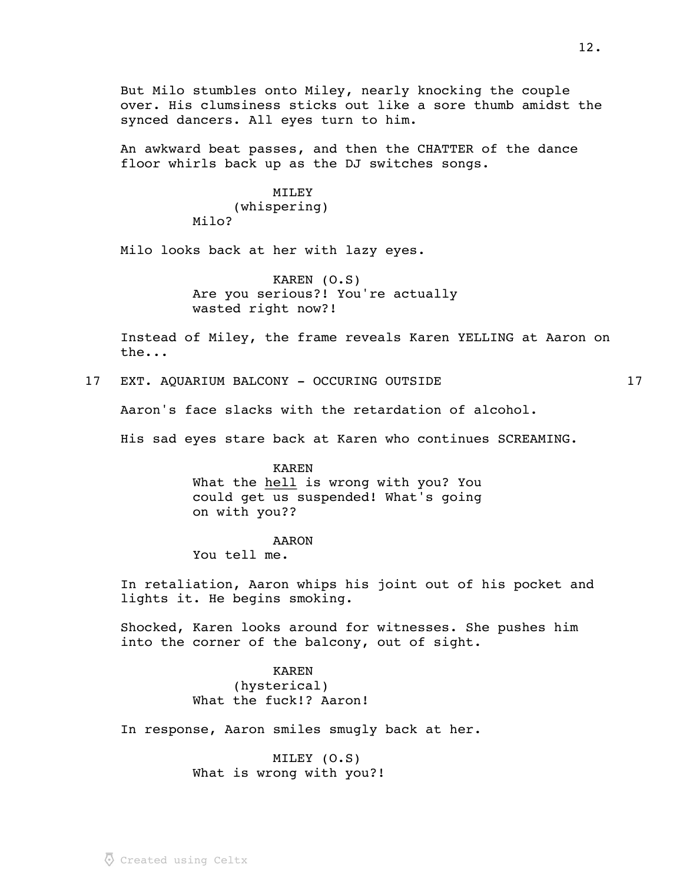But Milo stumbles onto Miley, nearly knocking the couple over. His clumsiness sticks out like a sore thumb amidst the synced dancers. All eyes turn to him.

An awkward beat passes, and then the CHATTER of the dance floor whirls back up as the DJ switches songs.

MILEY
(whispering)
Milo?

Milo looks back at her with lazy eyes.

KAREN (O.S)
Are you serious?! You're actually wasted right now?!

Instead of Miley, the frame reveals Karen YELLING at Aaron on the...

17 EXT. AQUARIUM BALCONY - OCCURING OUTSIDE 17

Aaron's face slacks with the retardation of alcohol.

His sad eyes stare back at Karen who continues SCREAMING.

KAREN
What the <u>hell</u> is wrong with you? You could get us suspended! What's going on with you??

AARON
You tell me.

In retaliation, Aaron whips his joint out of his pocket and lights it. He begins smoking.

Shocked, Karen looks around for witnesses. She pushes him into the corner of the balcony, out of sight.

KAREN
(hysterical)
What the fuck!? Aaron!

In response, Aaron smiles smugly back at her.

MILEY (O.S)
What is wrong with you?!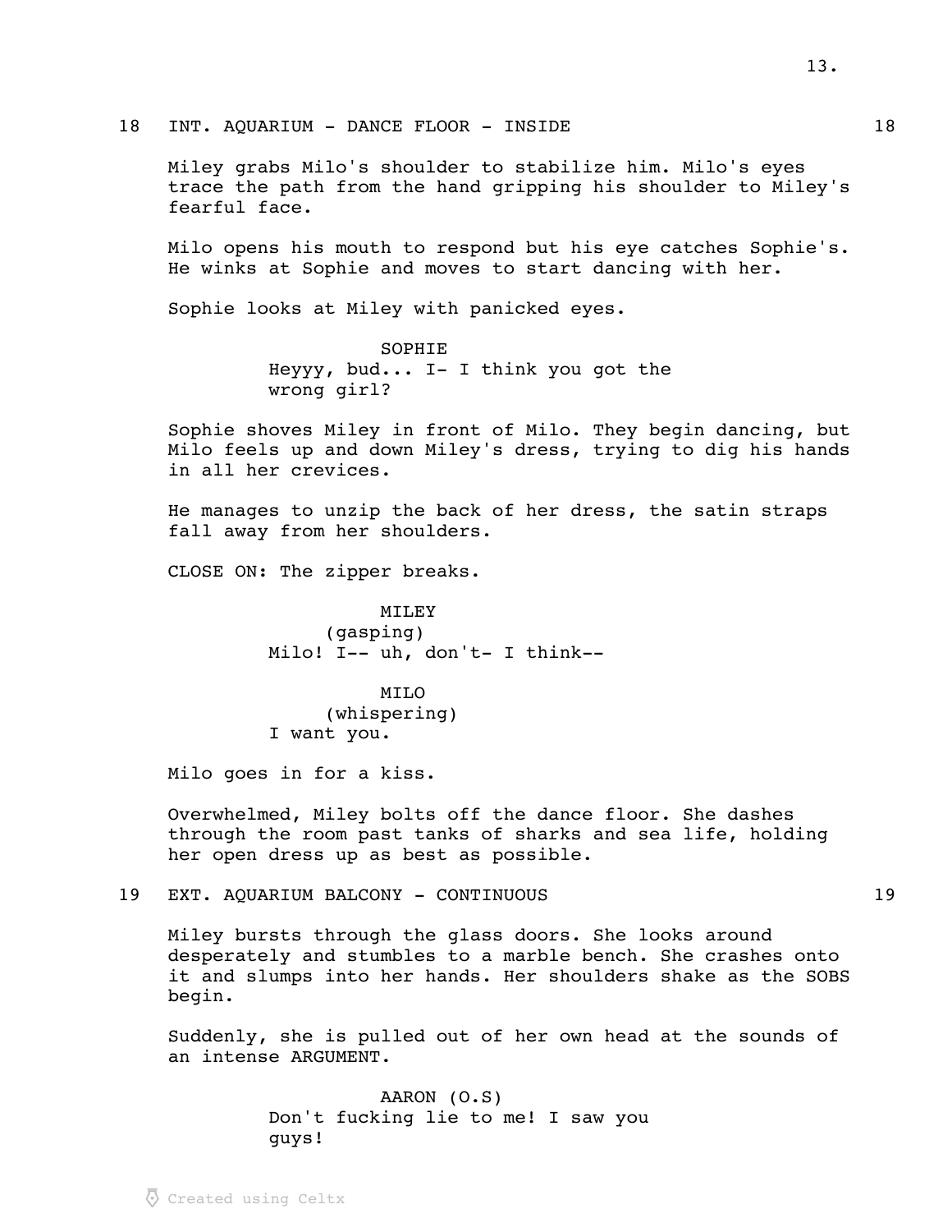18 INT. AQUARIUM - DANCE FLOOR - INSIDE 18

Miley grabs Milo's shoulder to stabilize him. Milo's eyes trace the path from the hand gripping his shoulder to Miley's fearful face.

Milo opens his mouth to respond but his eye catches Sophie's. He winks at Sophie and moves to start dancing with her.

Sophie looks at Miley with panicked eyes.

SOPHIE
Heyyy, bud... I- I think you got the wrong girl?

Sophie shoves Miley in front of Milo. They begin dancing, but Milo feels up and down Miley's dress, trying to dig his hands in all her crevices.

He manages to unzip the back of her dress, the satin straps fall away from her shoulders.

CLOSE ON: The zipper breaks.

MILEY
(gasping)
Milo! I-- uh, don't- I think--

MILO
(whispering)
I want you.

Milo goes in for a kiss.

Overwhelmed, Miley bolts off the dance floor. She dashes through the room past tanks of sharks and sea life, holding her open dress up as best as possible.

19 EXT. AQUARIUM BALCONY - CONTINUOUS 19

Miley bursts through the glass doors. She looks around desperately and stumbles to a marble bench. She crashes onto it and slumps into her hands. Her shoulders shake as the SOBS begin.

Suddenly, she is pulled out of her own head at the sounds of an intense ARGUMENT.

AARON (O.S)
Don't fucking lie to me! I saw you guys!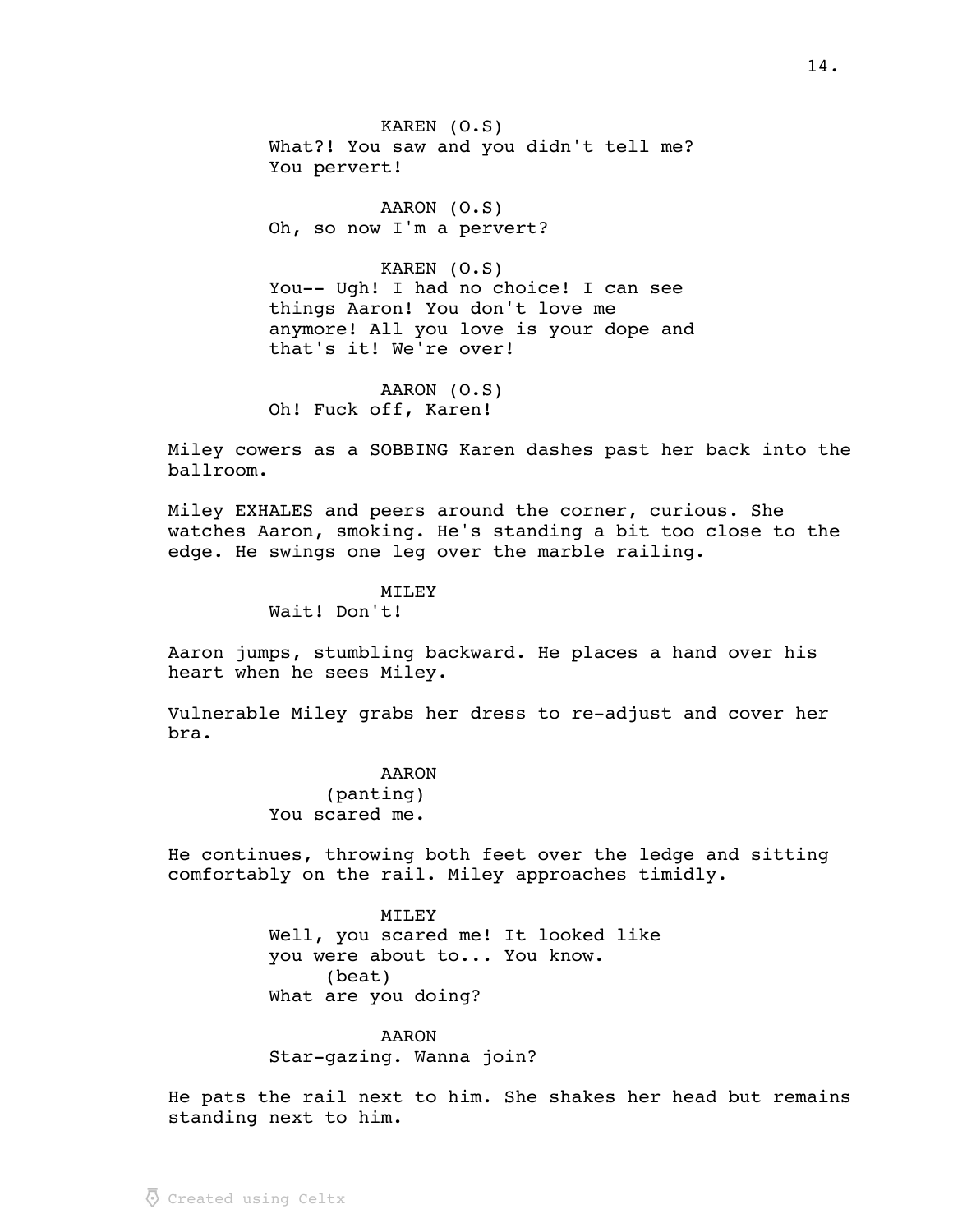KAREN (O.S)
What?! You saw and you didn't tell me? You pervert!

AARON (O.S)
Oh, so now I'm a pervert?

KAREN (O.S)
You-- Ugh! I had no choice! I can see things Aaron! You don't love me anymore! All you love is your dope and that's it! We're over!

AARON (O.S)
Oh! Fuck off, Karen!

Miley cowers as a SOBBING Karen dashes past her back into the ballroom.

Miley EXHALES and peers around the corner, curious. She watches Aaron, smoking. He's standing a bit too close to the edge. He swings one leg over the marble railing.

MILEY
Wait! Don't!

Aaron jumps, stumbling backward. He places a hand over his heart when he sees Miley.

Vulnerable Miley grabs her dress to re-adjust and cover her bra.

AARON
(panting)
You scared me.

He continues, throwing both feet over the ledge and sitting comfortably on the rail. Miley approaches timidly.

MILEY
Well, you scared me! It looked like you were about to... You know.
(beat)
What are you doing?

AARON
Star-gazing. Wanna join?

He pats the rail next to him. She shakes her head but remains standing next to him.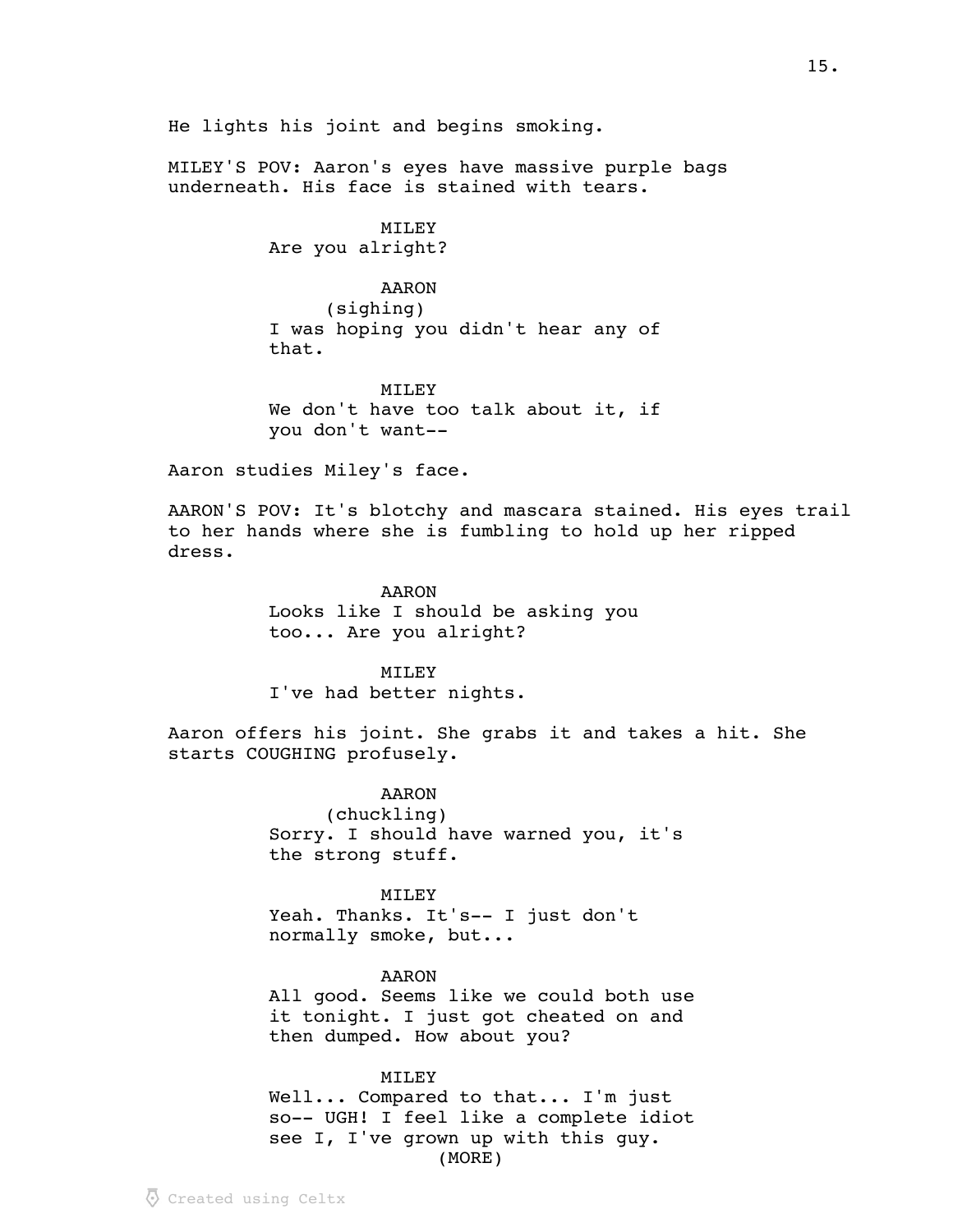He lights his joint and begins smoking.

MILEY'S POV: Aaron's eyes have massive purple bags underneath. His face is stained with tears.

MILEY
Are you alright?

AARON
(sighing)
I was hoping you didn't hear any of that.

MILEY
We don't have too talk about it, if you don't want--

Aaron studies Miley's face.

AARON'S POV: It's blotchy and mascara stained. His eyes trail to her hands where she is fumbling to hold up her ripped dress.

AARON
Looks like I should be asking you too... Are you alright?

MILEY
I've had better nights.

Aaron offers his joint. She grabs it and takes a hit. She starts COUGHING profusely.

AARON
(chuckling)
Sorry. I should have warned you, it's the strong stuff.

MILEY
Yeah. Thanks. It's-- I just don't normally smoke, but...

AARON
All good. Seems like we could both use it tonight. I just got cheated on and then dumped. How about you?

MILEY
Well... Compared to that... I'm just so-- UGH! I feel like a complete idiot see I, I've grown up with this guy.
(MORE)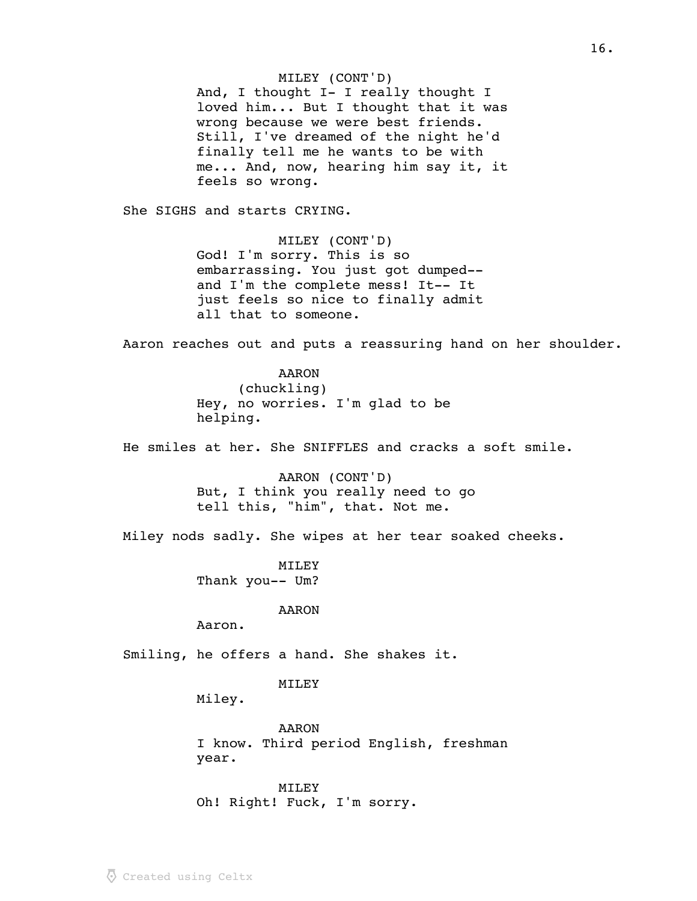MILEY (CONT'D)
And, I thought I- I really thought I loved him... But I thought that it was wrong because we were best friends. Still, I've dreamed of the night he'd finally tell me he wants to be with me... And, now, hearing him say it, it feels so wrong.

She SIGHS and starts CRYING.

MILEY (CONT'D)
God! I'm sorry. This is so embarrassing. You just got dumped-- and I'm the complete mess! It-- It just feels so nice to finally admit all that to someone.

Aaron reaches out and puts a reassuring hand on her shoulder.

AARON
(chuckling)
Hey, no worries. I'm glad to be helping.

He smiles at her. She SNIFFLES and cracks a soft smile.

AARON (CONT'D)
But, I think you really need to go tell this, "him", that. Not me.

Miley nods sadly. She wipes at her tear soaked cheeks.

MILEY
Thank you-- Um?

AARON
Aaron.

Smiling, he offers a hand. She shakes it.

MILEY
Miley.

AARON
I know. Third period English, freshman year.

MILEY
Oh! Right! Fuck, I'm sorry.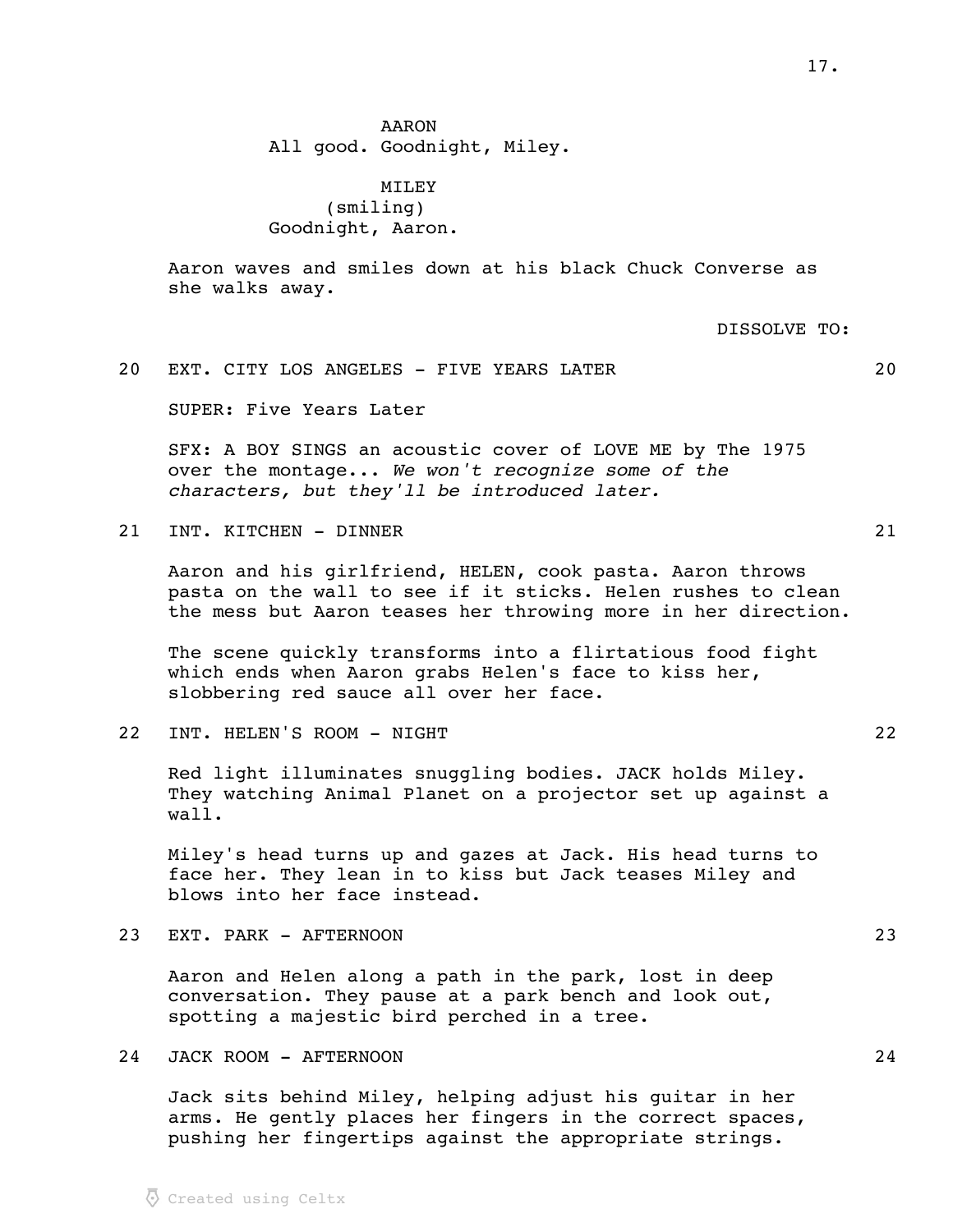AARON
All good. Goodnight, Miley.

MILEY
(smiling)
Goodnight, Aaron.

Aaron waves and smiles down at his black Chuck Converse as she walks away.

DISSOLVE TO:

20 EXT. CITY LOS ANGELES - FIVE YEARS LATER 20

SUPER: Five Years Later

SFX: A BOY SINGS an acoustic cover of LOVE ME by The 1975 over the montage... *We won't recognize some of the characters, but they'll be introduced later.*

21 INT. KITCHEN - DINNER 21

Aaron and his girlfriend, HELEN, cook pasta. Aaron throws pasta on the wall to see if it sticks. Helen rushes to clean the mess but Aaron teases her throwing more in her direction.

The scene quickly transforms into a flirtatious food fight which ends when Aaron grabs Helen's face to kiss her, slobbering red sauce all over her face.

22 INT. HELEN'S ROOM - NIGHT 22

Red light illuminates snuggling bodies. JACK holds Miley. They watching Animal Planet on a projector set up against a wall.

Miley's head turns up and gazes at Jack. His head turns to face her. They lean in to kiss but Jack teases Miley and blows into her face instead.

23 EXT. PARK - AFTERNOON 23

Aaron and Helen along a path in the park, lost in deep conversation. They pause at a park bench and look out, spotting a majestic bird perched in a tree.

24 JACK ROOM - AFTERNOON 24

Jack sits behind Miley, helping adjust his guitar in her arms. He gently places her fingers in the correct spaces, pushing her fingertips against the appropriate strings.